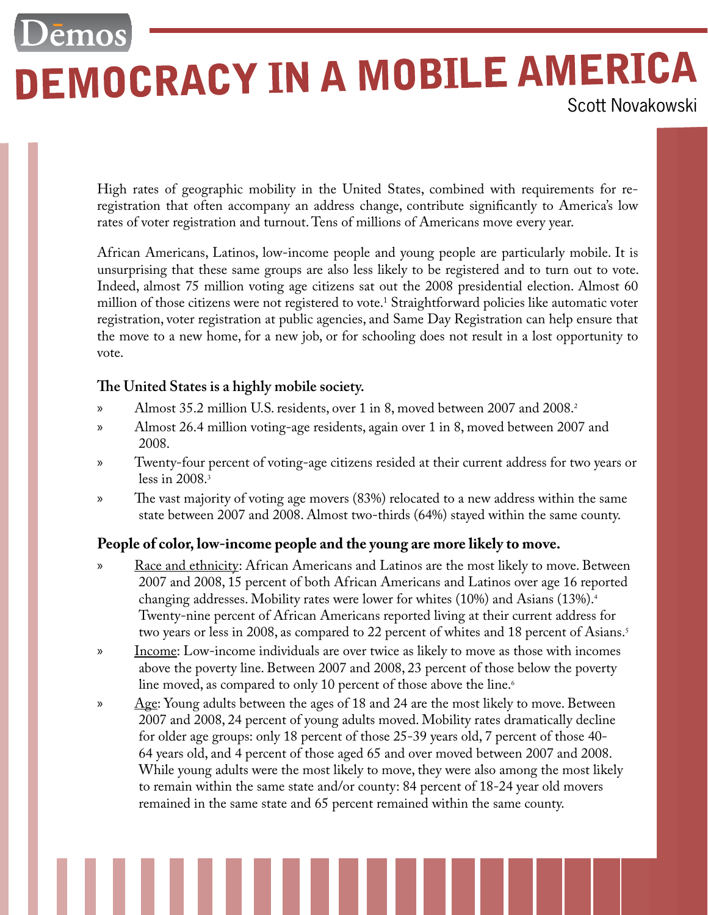Dēmos

# DEMOCRACY IN A MOBILE AMERICA

Scott Novakowski

High rates of geographic mobility in the United States, combined with requirements for re-registration that often accompany an address change, contribute significantly to America's low rates of voter registration and turnout. Tens of millions of Americans move every year.

African Americans, Latinos, low-income people and young people are particularly mobile. It is unsurprising that these same groups are also less likely to be registered and to turn out to vote. Indeed, almost 75 million voting age citizens sat out the 2008 presidential election. Almost 60 million of those citizens were not registered to vote.[1] Straightforward policies like automatic voter registration, voter registration at public agencies, and Same Day Registration can help ensure that the move to a new home, for a new job, or for schooling does not result in a lost opportunity to vote.

**The United States is a highly mobile society.**

- Almost 35.2 million U.S. residents, over 1 in 8, moved between 2007 and 2008.[2]
- Almost 26.4 million voting-age residents, again over 1 in 8, moved between 2007 and 2008.
- Twenty-four percent of voting-age citizens resided at their current address for two years or less in 2008.[3]
- The vast majority of voting age movers (83%) relocated to a new address within the same state between 2007 and 2008. Almost two-thirds (64%) stayed within the same county.

**People of color, low-income people and the young are more likely to move.**

- Race and ethnicity: African Americans and Latinos are the most likely to move. Between 2007 and 2008, 15 percent of both African Americans and Latinos over age 16 reported changing addresses. Mobility rates were lower for whites (10%) and Asians (13%).[4] Twenty-nine percent of African Americans reported living at their current address for two years or less in 2008, as compared to 22 percent of whites and 18 percent of Asians.[5]
- Income: Low-income individuals are over twice as likely to move as those with incomes above the poverty line. Between 2007 and 2008, 23 percent of those below the poverty line moved, as compared to only 10 percent of those above the line.[6]
- Age: Young adults between the ages of 18 and 24 are the most likely to move. Between 2007 and 2008, 24 percent of young adults moved. Mobility rates dramatically decline for older age groups: only 18 percent of those 25-39 years old, 7 percent of those 40-64 years old, and 4 percent of those aged 65 and over moved between 2007 and 2008. While young adults were the most likely to move, they were also among the most likely to remain within the same state and/or county: 84 percent of 18-24 year old movers remained in the same state and 65 percent remained within the same county.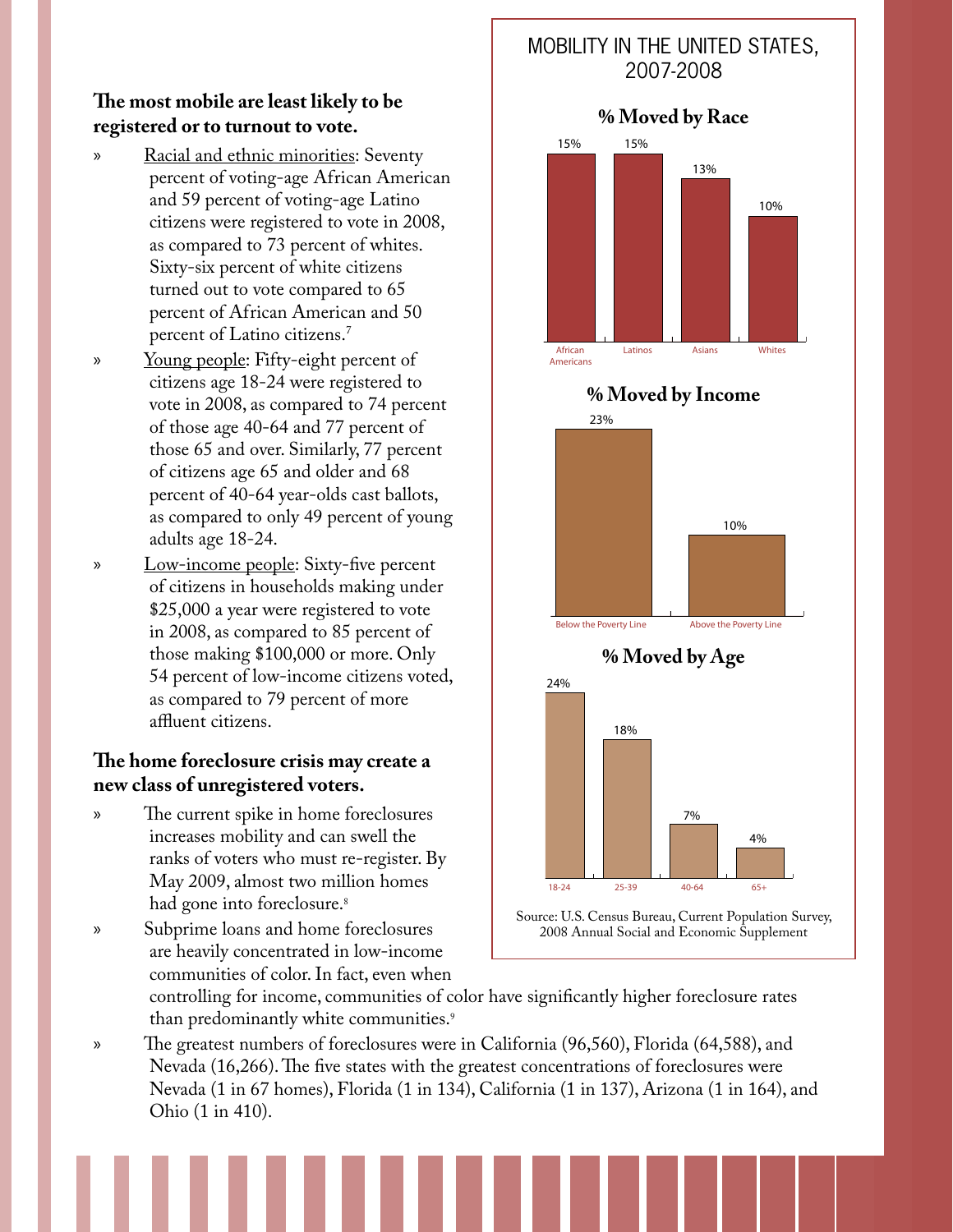### The most mobile are least likely to be registered or to turnout to vote.

- Racial and ethnic minorities: Seventy percent of voting-age African American and 59 percent of voting-age Latino citizens were registered to vote in 2008, as compared to 73 percent of whites. Sixty-six percent of white citizens turned out to vote compared to 65 percent of African American and 50 percent of Latino citizens.[7]
- Young people: Fifty-eight percent of citizens age 18-24 were registered to vote in 2008, as compared to 74 percent of those age 40-64 and 77 percent of those 65 and over. Similarly, 77 percent of citizens age 65 and older and 68 percent of 40-64 year-olds cast ballots, as compared to only 49 percent of young adults age 18-24.
- Low-income people: Sixty-five percent of citizens in households making under $25,000 a year were registered to vote in 2008, as compared to 85 percent of those making $100,000 or more. Only 54 percent of low-income citizens voted, as compared to 79 percent of more affluent citizens.

### The home foreclosure crisis may create a new class of unregistered voters.

- The current spike in home foreclosures increases mobility and can swell the ranks of voters who must re-register. By May 2009, almost two million homes had gone into foreclosure.[8]
- Subprime loans and home foreclosures are heavily concentrated in low-income communities of color. In fact, even when controlling for income, communities of color have significantly higher foreclosure rates than predominantly white communities.[9]
- The greatest numbers of foreclosures were in California (96,560), Florida (64,588), and Nevada (16,266). The five states with the greatest concentrations of foreclosures were Nevada (1 in 67 homes), Florida (1 in 134), California (1 in 137), Arizona (1 in 164), and Ohio (1 in 410).

## MOBILITY IN THE UNITED STATES, 2007-2008

**% Moved by Race**

| African Americans | Latinos | Asians | Whites |
|---|---|---|---|
| 15% | 15% | 13% | 10% |

**% Moved by Income**

| Below the Poverty Line | Above the Poverty Line |
|---|---|
| 23% | 10% |

**% Moved by Age**

| 18-24 | 25-39 | 40-64 | 65+ |
|---|---|---|---|
| 24% | 18% | 7% | 4% |

Source: U.S. Census Bureau, Current Population Survey, 2008 Annual Social and Economic Supplement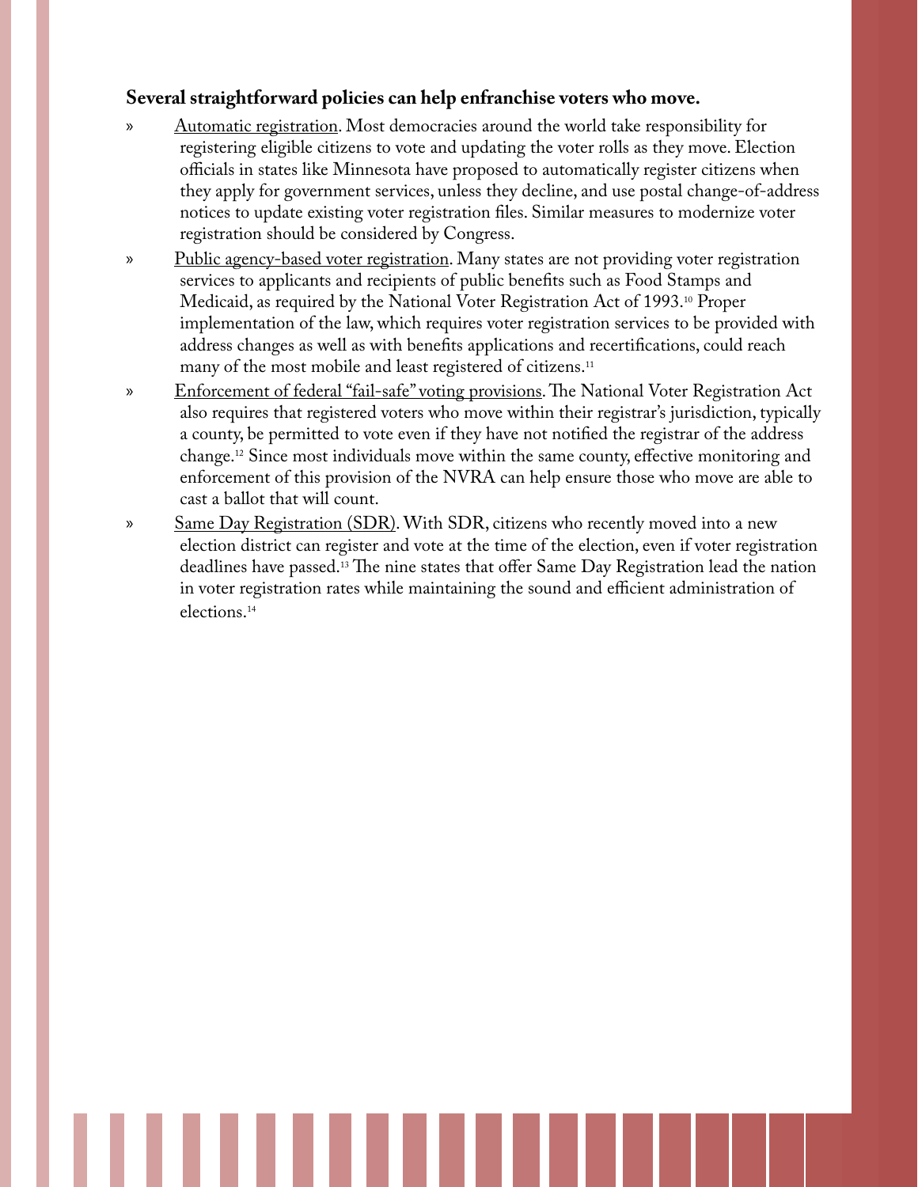**Several straightforward policies can help enfranchise voters who move.**

- Automatic registration. Most democracies around the world take responsibility for registering eligible citizens to vote and updating the voter rolls as they move. Election officials in states like Minnesota have proposed to automatically register citizens when they apply for government services, unless they decline, and use postal change-of-address notices to update existing voter registration files. Similar measures to modernize voter registration should be considered by Congress.
- Public agency-based voter registration. Many states are not providing voter registration services to applicants and recipients of public benefits such as Food Stamps and Medicaid, as required by the National Voter Registration Act of 1993.[10] Proper implementation of the law, which requires voter registration services to be provided with address changes as well as with benefits applications and recertifications, could reach many of the most mobile and least registered of citizens.[11]
- Enforcement of federal "fail-safe" voting provisions. The National Voter Registration Act also requires that registered voters who move within their registrar's jurisdiction, typically a county, be permitted to vote even if they have not notified the registrar of the address change.[12] Since most individuals move within the same county, effective monitoring and enforcement of this provision of the NVRA can help ensure those who move are able to cast a ballot that will count.
- Same Day Registration (SDR). With SDR, citizens who recently moved into a new election district can register and vote at the time of the election, even if voter registration deadlines have passed.[13] The nine states that offer Same Day Registration lead the nation in voter registration rates while maintaining the sound and efficient administration of elections.[14]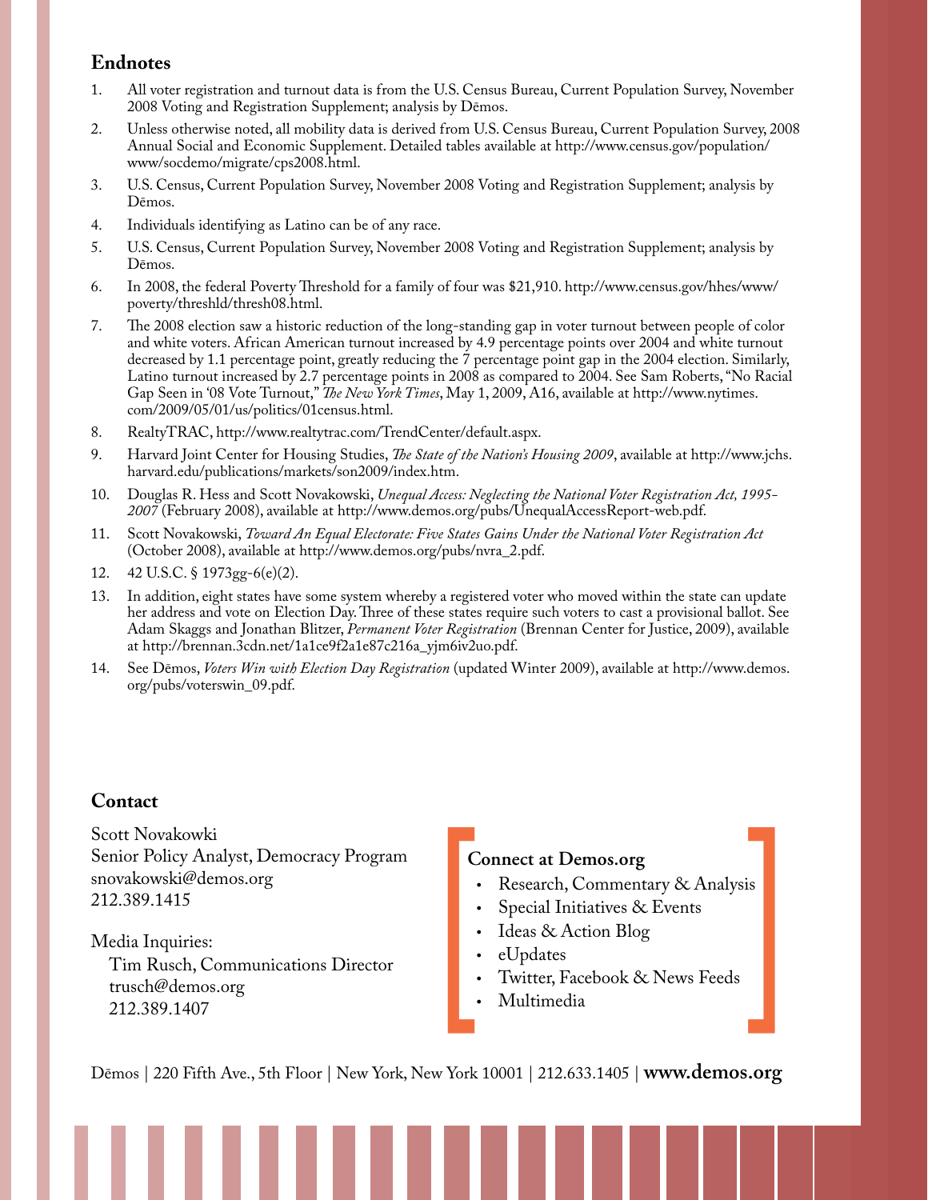## Endnotes

1. All voter registration and turnout data is from the U.S. Census Bureau, Current Population Survey, November 2008 Voting and Registration Supplement; analysis by Dēmos.
2. Unless otherwise noted, all mobility data is derived from U.S. Census Bureau, Current Population Survey, 2008 Annual Social and Economic Supplement. Detailed tables available at http://www.census.gov/population/www/socdemo/migrate/cps2008.html.
3. U.S. Census, Current Population Survey, November 2008 Voting and Registration Supplement; analysis by Dēmos.
4. Individuals identifying as Latino can be of any race.
5. U.S. Census, Current Population Survey, November 2008 Voting and Registration Supplement; analysis by Dēmos.
6. In 2008, the federal Poverty Threshold for a family of four was $21,910. http://www.census.gov/hhes/www/poverty/threshld/thresh08.html.
7. The 2008 election saw a historic reduction of the long-standing gap in voter turnout between people of color and white voters. African American turnout increased by 4.9 percentage points over 2004 and white turnout decreased by 1.1 percentage point, greatly reducing the 7 percentage point gap in the 2004 election. Similarly, Latino turnout increased by 2.7 percentage points in 2008 as compared to 2004. See Sam Roberts, "No Racial Gap Seen in '08 Vote Turnout," *The New York Times*, May 1, 2009, A16, available at http://www.nytimes.com/2009/05/01/us/politics/01census.html.
8. RealtyTRAC, http://www.realtytrac.com/TrendCenter/default.aspx.
9. Harvard Joint Center for Housing Studies, *The State of the Nation's Housing 2009*, available at http://www.jchs.harvard.edu/publications/markets/son2009/index.htm.
10. Douglas R. Hess and Scott Novakowski, *Unequal Access: Neglecting the National Voter Registration Act, 1995-2007* (February 2008), available at http://www.demos.org/pubs/UnequalAccessReport-web.pdf.
11. Scott Novakowski, *Toward An Equal Electorate: Five States Gains Under the National Voter Registration Act* (October 2008), available at http://www.demos.org/pubs/nvra_2.pdf.
12. 42 U.S.C. § 1973gg-6(e)(2).
13. In addition, eight states have some system whereby a registered voter who moved within the state can update her address and vote on Election Day. Three of these states require such voters to cast a provisional ballot. See Adam Skaggs and Jonathan Blitzer, *Permanent Voter Registration* (Brennan Center for Justice, 2009), available at http://brennan.3cdn.net/1a1ce9f2a1e87c216a_yjm6iv2uo.pdf.
14. See Dēmos, *Voters Win with Election Day Registration* (updated Winter 2009), available at http://www.demos.org/pubs/voterswin_09.pdf.

## Contact

Scott Novakowki
Senior Policy Analyst, Democracy Program
snovakowski@demos.org
212.389.1415

Media Inquiries:
Tim Rusch, Communications Director
trusch@demos.org
212.389.1407

**Connect at Demos.org**

- Research, Commentary & Analysis
- Special Initiatives & Events
- Ideas & Action Blog
- eUpdates
- Twitter, Facebook & News Feeds
- Multimedia

Dēmos | 220 Fifth Ave., 5th Floor | New York, New York 10001 | 212.633.1405 | **www.demos.org**